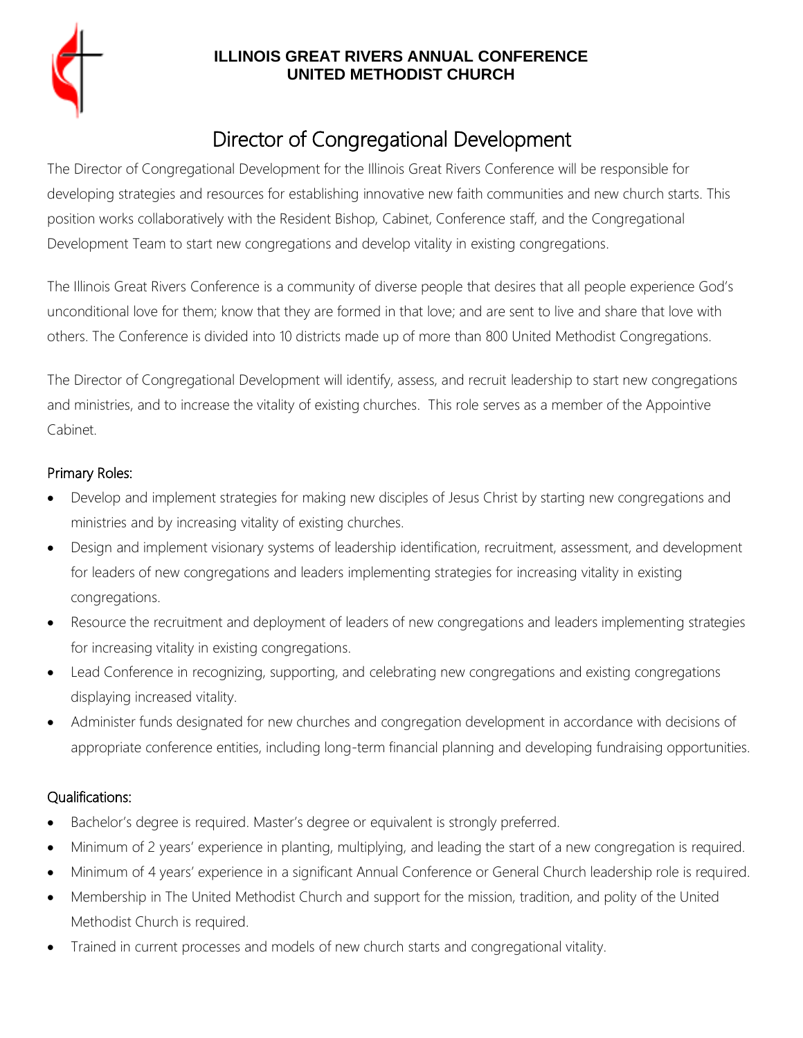**ILLINOIS GREAT RIVERS ANNUAL CONFERENCE**
**UNITED METHODIST CHURCH**

# Director of Congregational Development

The Director of Congregational Development for the Illinois Great Rivers Conference will be responsible for developing strategies and resources for establishing innovative new faith communities and new church starts. This position works collaboratively with the Resident Bishop, Cabinet, Conference staff, and the Congregational Development Team to start new congregations and develop vitality in existing congregations.

The Illinois Great Rivers Conference is a community of diverse people that desires that all people experience God's unconditional love for them; know that they are formed in that love; and are sent to live and share that love with others. The Conference is divided into 10 districts made up of more than 800 United Methodist Congregations.

The Director of Congregational Development will identify, assess, and recruit leadership to start new congregations and ministries, and to increase the vitality of existing churches. This role serves as a member of the Appointive Cabinet.

## Primary Roles:

- Develop and implement strategies for making new disciples of Jesus Christ by starting new congregations and ministries and by increasing vitality of existing churches.
- Design and implement visionary systems of leadership identification, recruitment, assessment, and development for leaders of new congregations and leaders implementing strategies for increasing vitality in existing congregations.
- Resource the recruitment and deployment of leaders of new congregations and leaders implementing strategies for increasing vitality in existing congregations.
- Lead Conference in recognizing, supporting, and celebrating new congregations and existing congregations displaying increased vitality.
- Administer funds designated for new churches and congregation development in accordance with decisions of appropriate conference entities, including long-term financial planning and developing fundraising opportunities.

## Qualifications:

- Bachelor's degree is required. Master's degree or equivalent is strongly preferred.
- Minimum of 2 years' experience in planting, multiplying, and leading the start of a new congregation is required.
- Minimum of 4 years' experience in a significant Annual Conference or General Church leadership role is required.
- Membership in The United Methodist Church and support for the mission, tradition, and polity of the United Methodist Church is required.
- Trained in current processes and models of new church starts and congregational vitality.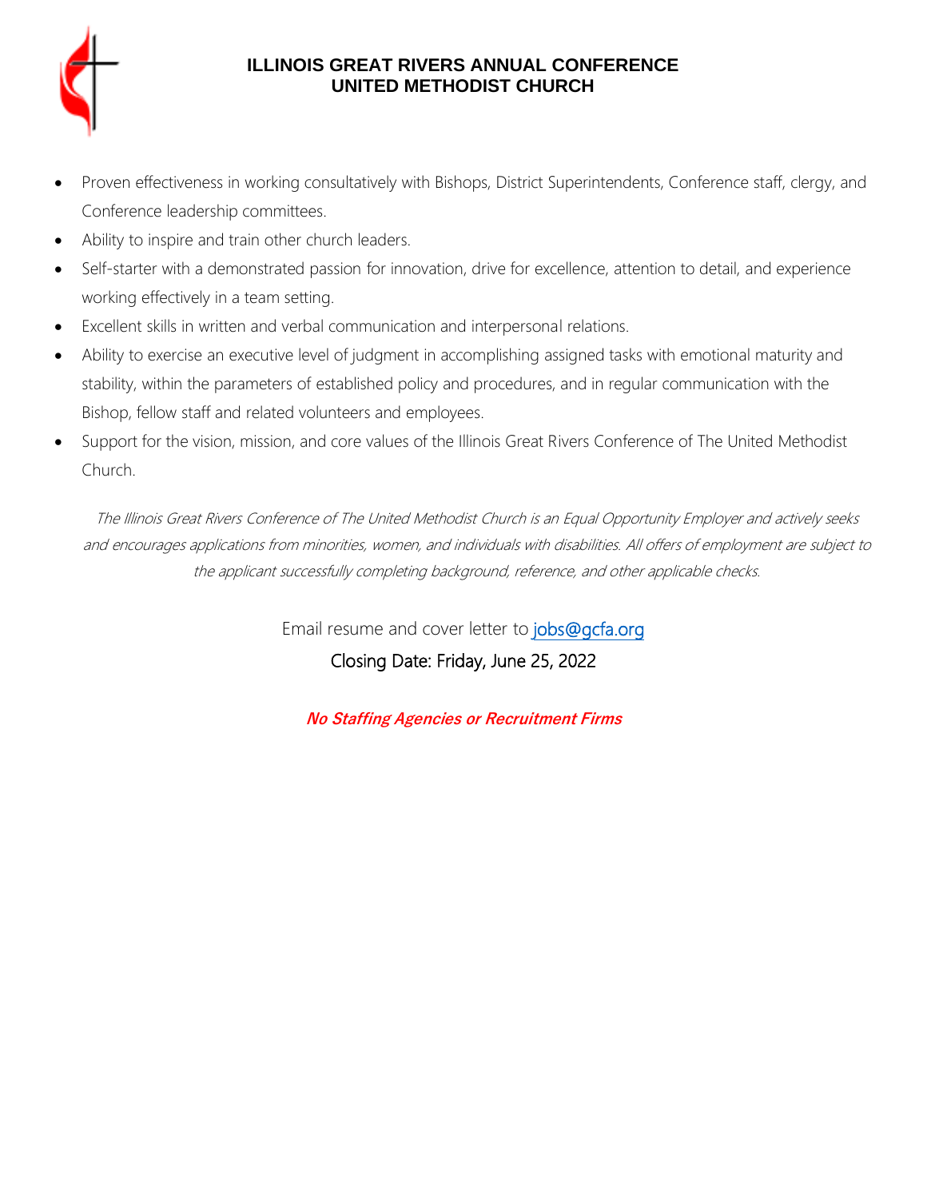**ILLINOIS GREAT RIVERS ANNUAL CONFERENCE**
**UNITED METHODIST CHURCH**

- Proven effectiveness in working consultatively with Bishops, District Superintendents, Conference staff, clergy, and Conference leadership committees.
- Ability to inspire and train other church leaders.
- Self-starter with a demonstrated passion for innovation, drive for excellence, attention to detail, and experience working effectively in a team setting.
- Excellent skills in written and verbal communication and interpersonal relations.
- Ability to exercise an executive level of judgment in accomplishing assigned tasks with emotional maturity and stability, within the parameters of established policy and procedures, and in regular communication with the Bishop, fellow staff and related volunteers and employees.
- Support for the vision, mission, and core values of the Illinois Great Rivers Conference of The United Methodist Church.

*The Illinois Great Rivers Conference of The United Methodist Church is an Equal Opportunity Employer and actively seeks and encourages applications from minorities, women, and individuals with disabilities. All offers of employment are subject to the applicant successfully completing background, reference, and other applicable checks.*

Email resume and cover letter to jobs@gcfa.org

Closing Date: Friday, June 25, 2022

***No Staffing Agencies or Recruitment Firms***